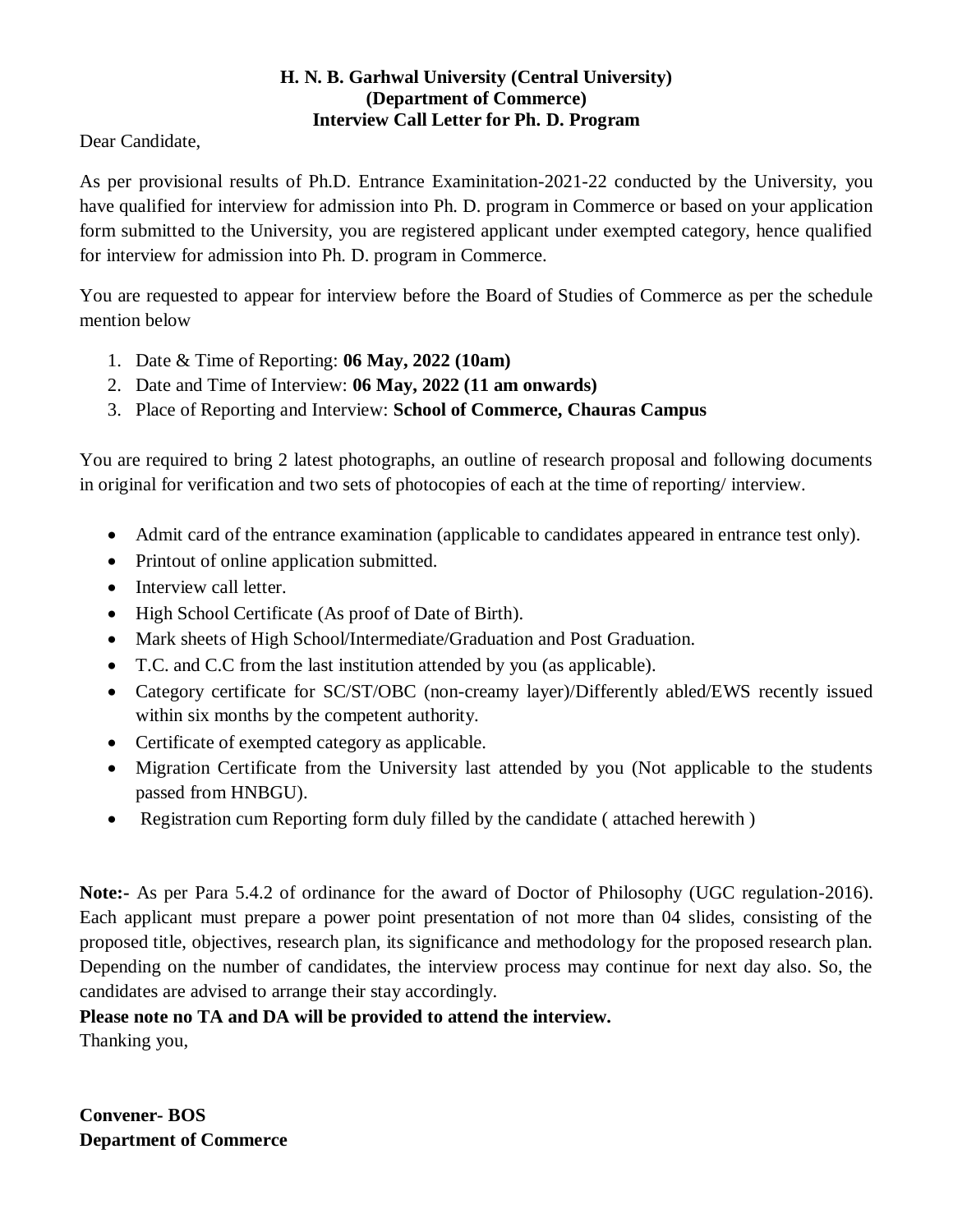**H. N. B. Garhwal University (Central University)**
**(Department of Commerce)**
**Interview Call Letter for Ph. D. Program**

Dear Candidate,

As per provisional results of Ph.D. Entrance Examinitation-2021-22 conducted by the University, you have qualified for interview for admission into Ph. D. program in Commerce or based on your application form submitted to the University, you are registered applicant under exempted category, hence qualified for interview for admission into Ph. D. program in Commerce.

You are requested to appear for interview before the Board of Studies of Commerce as per the schedule mention below

1. Date & Time of Reporting: **06 May, 2022 (10am)**
2. Date and Time of Interview: **06 May, 2022 (11 am onwards)**
3. Place of Reporting and Interview: **School of Commerce, Chauras Campus**

You are required to bring 2 latest photographs, an outline of research proposal and following documents in original for verification and two sets of photocopies of each at the time of reporting/ interview.

- Admit card of the entrance examination (applicable to candidates appeared in entrance test only).
- Printout of online application submitted.
- Interview call letter.
- High School Certificate (As proof of Date of Birth).
- Mark sheets of High School/Intermediate/Graduation and Post Graduation.
- T.C. and C.C from the last institution attended by you (as applicable).
- Category certificate for SC/ST/OBC (non-creamy layer)/Differently abled/EWS recently issued within six months by the competent authority.
- Certificate of exempted category as applicable.
- Migration Certificate from the University last attended by you (Not applicable to the students passed from HNBGU).
- Registration cum Reporting form duly filled by the candidate ( attached herewith )

**Note:-** As per Para 5.4.2 of ordinance for the award of Doctor of Philosophy (UGC regulation-2016). Each applicant must prepare a power point presentation of not more than 04 slides, consisting of the proposed title, objectives, research plan, its significance and methodology for the proposed research plan. Depending on the number of candidates, the interview process may continue for next day also. So, the candidates are advised to arrange their stay accordingly.

**Please note no TA and DA will be provided to attend the interview.**

Thanking you,

**Convener- BOS**
**Department of Commerce**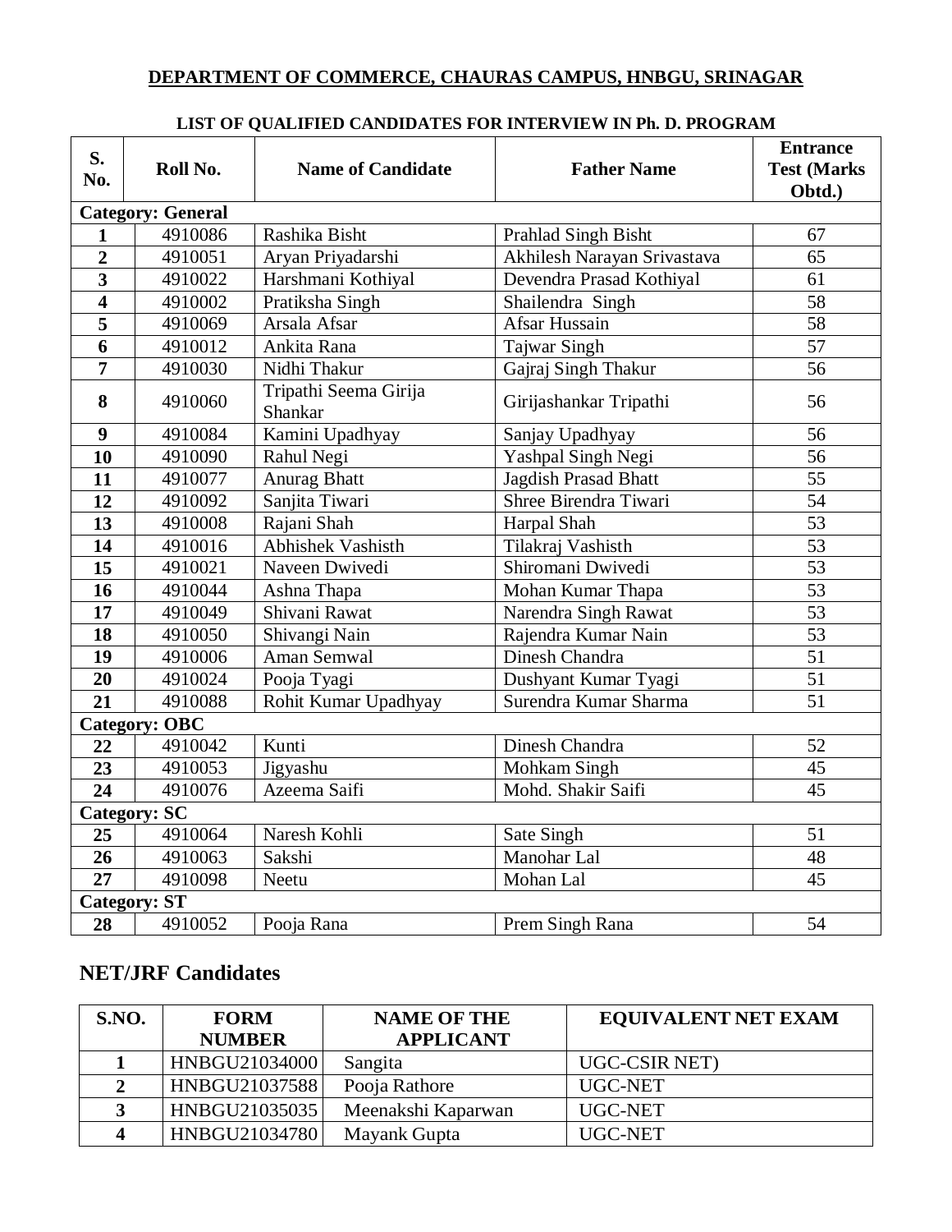## DEPARTMENT OF COMMERCE, CHAURAS CAMPUS, HNBGU, SRINAGAR

### LIST OF QUALIFIED CANDIDATES FOR INTERVIEW IN Ph. D. PROGRAM

| S. No. | Roll No. | Name of Candidate | Father Name | Entrance Test (Marks Obtd.) |
|---|---|---|---|---|
| **Category: General** | | | | |
| 1 | 4910086 | Rashika Bisht | Prahlad Singh Bisht | 67 |
| 2 | 4910051 | Aryan Priyadarshi | Akhilesh Narayan Srivastava | 65 |
| 3 | 4910022 | Harshmani Kothiyal | Devendra Prasad Kothiyal | 61 |
| 4 | 4910002 | Pratiksha Singh | Shailendra Singh | 58 |
| 5 | 4910069 | Arsala Afsar | Afsar Hussain | 58 |
| 6 | 4910012 | Ankita Rana | Tajwar Singh | 57 |
| 7 | 4910030 | Nidhi Thakur | Gajraj Singh Thakur | 56 |
| 8 | 4910060 | Tripathi Seema Girija Shankar | Girijashankar Tripathi | 56 |
| 9 | 4910084 | Kamini Upadhyay | Sanjay Upadhyay | 56 |
| 10 | 4910090 | Rahul Negi | Yashpal Singh Negi | 56 |
| 11 | 4910077 | Anurag Bhatt | Jagdish Prasad Bhatt | 55 |
| 12 | 4910092 | Sanjita Tiwari | Shree Birendra Tiwari | 54 |
| 13 | 4910008 | Rajani Shah | Harpal Shah | 53 |
| 14 | 4910016 | Abhishek Vashisth | Tilakraj Vashisth | 53 |
| 15 | 4910021 | Naveen Dwivedi | Shiromani Dwivedi | 53 |
| 16 | 4910044 | Ashna Thapa | Mohan Kumar Thapa | 53 |
| 17 | 4910049 | Shivani Rawat | Narendra Singh Rawat | 53 |
| 18 | 4910050 | Shivangi Nain | Rajendra Kumar Nain | 53 |
| 19 | 4910006 | Aman Semwal | Dinesh Chandra | 51 |
| 20 | 4910024 | Pooja Tyagi | Dushyant Kumar Tyagi | 51 |
| 21 | 4910088 | Rohit Kumar Upadhyay | Surendra Kumar Sharma | 51 |
| **Category: OBC** | | | | |
| 22 | 4910042 | Kunti | Dinesh Chandra | 52 |
| 23 | 4910053 | Jigyashu | Mohkam Singh | 45 |
| 24 | 4910076 | Azeema Saifi | Mohd. Shakir Saifi | 45 |
| **Category: SC** | | | | |
| 25 | 4910064 | Naresh Kohli | Sate Singh | 51 |
| 26 | 4910063 | Sakshi | Manohar Lal | 48 |
| 27 | 4910098 | Neetu | Mohan Lal | 45 |
| **Category: ST** | | | | |
| 28 | 4910052 | Pooja Rana | Prem Singh Rana | 54 |

## NET/JRF Candidates

| S.NO. | FORM NUMBER | NAME OF THE APPLICANT | EQUIVALENT NET EXAM |
|---|---|---|---|
| 1 | HNBGU21034000 | Sangita | UGC-CSIR NET) |
| 2 | HNBGU21037588 | Pooja Rathore | UGC-NET |
| 3 | HNBGU21035035 | Meenakshi Kaparwan | UGC-NET |
| 4 | HNBGU21034780 | Mayank Gupta | UGC-NET |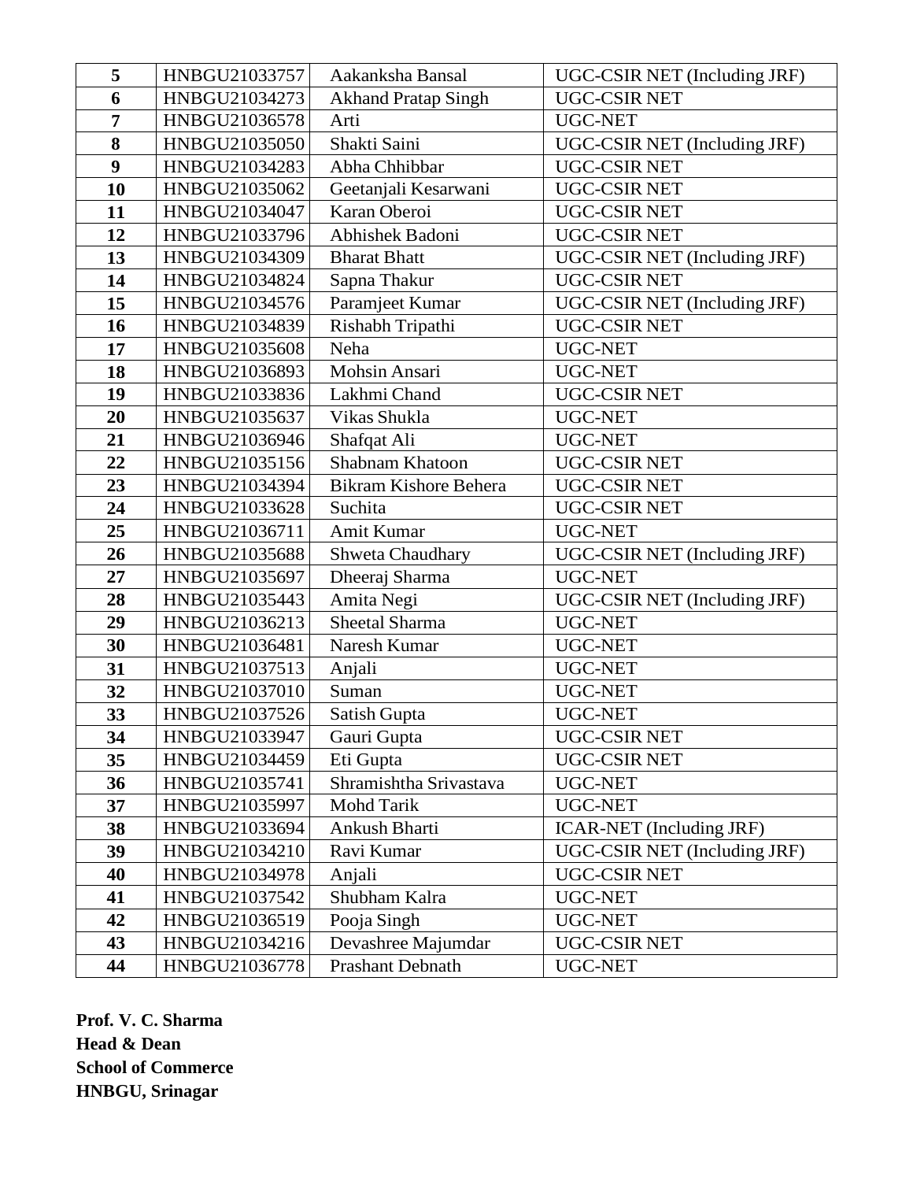| | | | |
|---|---|---|---|
| **5** | HNBGU21033757 | Aakanksha Bansal | UGC-CSIR NET (Including JRF) |
| **6** | HNBGU21034273 | Akhand Pratap Singh | UGC-CSIR NET |
| **7** | HNBGU21036578 | Arti | UGC-NET |
| **8** | HNBGU21035050 | Shakti Saini | UGC-CSIR NET (Including JRF) |
| **9** | HNBGU21034283 | Abha Chhibbar | UGC-CSIR NET |
| **10** | HNBGU21035062 | Geetanjali Kesarwani | UGC-CSIR NET |
| **11** | HNBGU21034047 | Karan Oberoi | UGC-CSIR NET |
| **12** | HNBGU21033796 | Abhishek Badoni | UGC-CSIR NET |
| **13** | HNBGU21034309 | Bharat Bhatt | UGC-CSIR NET (Including JRF) |
| **14** | HNBGU21034824 | Sapna Thakur | UGC-CSIR NET |
| **15** | HNBGU21034576 | Paramjeet Kumar | UGC-CSIR NET (Including JRF) |
| **16** | HNBGU21034839 | Rishabh Tripathi | UGC-CSIR NET |
| **17** | HNBGU21035608 | Neha | UGC-NET |
| **18** | HNBGU21036893 | Mohsin Ansari | UGC-NET |
| **19** | HNBGU21033836 | Lakhmi Chand | UGC-CSIR NET |
| **20** | HNBGU21035637 | Vikas Shukla | UGC-NET |
| **21** | HNBGU21036946 | Shafqat Ali | UGC-NET |
| **22** | HNBGU21035156 | Shabnam Khatoon | UGC-CSIR NET |
| **23** | HNBGU21034394 | Bikram Kishore Behera | UGC-CSIR NET |
| **24** | HNBGU21033628 | Suchita | UGC-CSIR NET |
| **25** | HNBGU21036711 | Amit Kumar | UGC-NET |
| **26** | HNBGU21035688 | Shweta Chaudhary | UGC-CSIR NET (Including JRF) |
| **27** | HNBGU21035697 | Dheeraj Sharma | UGC-NET |
| **28** | HNBGU21035443 | Amita Negi | UGC-CSIR NET (Including JRF) |
| **29** | HNBGU21036213 | Sheetal Sharma | UGC-NET |
| **30** | HNBGU21036481 | Naresh Kumar | UGC-NET |
| **31** | HNBGU21037513 | Anjali | UGC-NET |
| **32** | HNBGU21037010 | Suman | UGC-NET |
| **33** | HNBGU21037526 | Satish Gupta | UGC-NET |
| **34** | HNBGU21033947 | Gauri Gupta | UGC-CSIR NET |
| **35** | HNBGU21034459 | Eti Gupta | UGC-CSIR NET |
| **36** | HNBGU21035741 | Shramishtha Srivastava | UGC-NET |
| **37** | HNBGU21035997 | Mohd Tarik | UGC-NET |
| **38** | HNBGU21033694 | Ankush Bharti | ICAR-NET (Including JRF) |
| **39** | HNBGU21034210 | Ravi Kumar | UGC-CSIR NET (Including JRF) |
| **40** | HNBGU21034978 | Anjali | UGC-CSIR NET |
| **41** | HNBGU21037542 | Shubham Kalra | UGC-NET |
| **42** | HNBGU21036519 | Pooja Singh | UGC-NET |
| **43** | HNBGU21034216 | Devashree Majumdar | UGC-CSIR NET |
| **44** | HNBGU21036778 | Prashant Debnath | UGC-NET |

**Prof. V. C. Sharma**
**Head & Dean**
**School of Commerce**
**HNBGU, Srinagar**